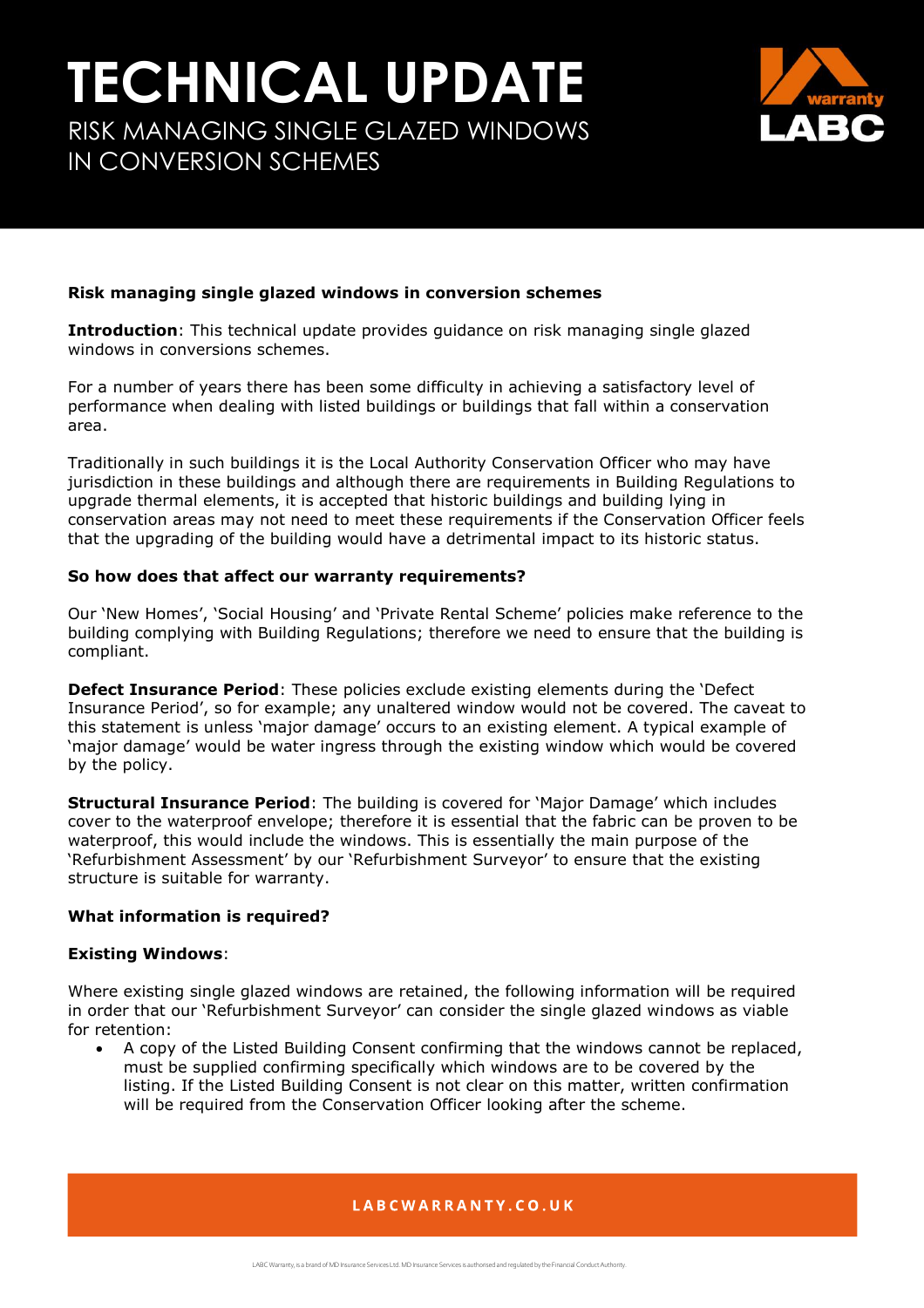# TECHNICAL UPDATE

## RISK MANAGING SINGLE GLAZED WINDOWS IN CONVERSION SCHEMES

**Risk managing single glazed windows in conversion schemes**

**Introduction**: This technical update provides guidance on risk managing single glazed windows in conversions schemes.

For a number of years there has been some difficulty in achieving a satisfactory level of performance when dealing with listed buildings or buildings that fall within a conservation area.

Traditionally in such buildings it is the Local Authority Conservation Officer who may have jurisdiction in these buildings and although there are requirements in Building Regulations to upgrade thermal elements, it is accepted that historic buildings and building lying in conservation areas may not need to meet these requirements if the Conservation Officer feels that the upgrading of the building would have a detrimental impact to its historic status.

**So how does that affect our warranty requirements?**

Our 'New Homes', 'Social Housing' and 'Private Rental Scheme' policies make reference to the building complying with Building Regulations; therefore we need to ensure that the building is compliant.

**Defect Insurance Period**: These policies exclude existing elements during the 'Defect Insurance Period', so for example; any unaltered window would not be covered. The caveat to this statement is unless 'major damage' occurs to an existing element. A typical example of 'major damage' would be water ingress through the existing window which would be covered by the policy.

**Structural Insurance Period**: The building is covered for 'Major Damage' which includes cover to the waterproof envelope; therefore it is essential that the fabric can be proven to be waterproof, this would include the windows. This is essentially the main purpose of the 'Refurbishment Assessment' by our 'Refurbishment Surveyor' to ensure that the existing structure is suitable for warranty.

**What information is required?**

**Existing Windows**:

Where existing single glazed windows are retained, the following information will be required in order that our 'Refurbishment Surveyor' can consider the single glazed windows as viable for retention:

- A copy of the Listed Building Consent confirming that the windows cannot be replaced, must be supplied confirming specifically which windows are to be covered by the listing. If the Listed Building Consent is not clear on this matter, written confirmation will be required from the Conservation Officer looking after the scheme.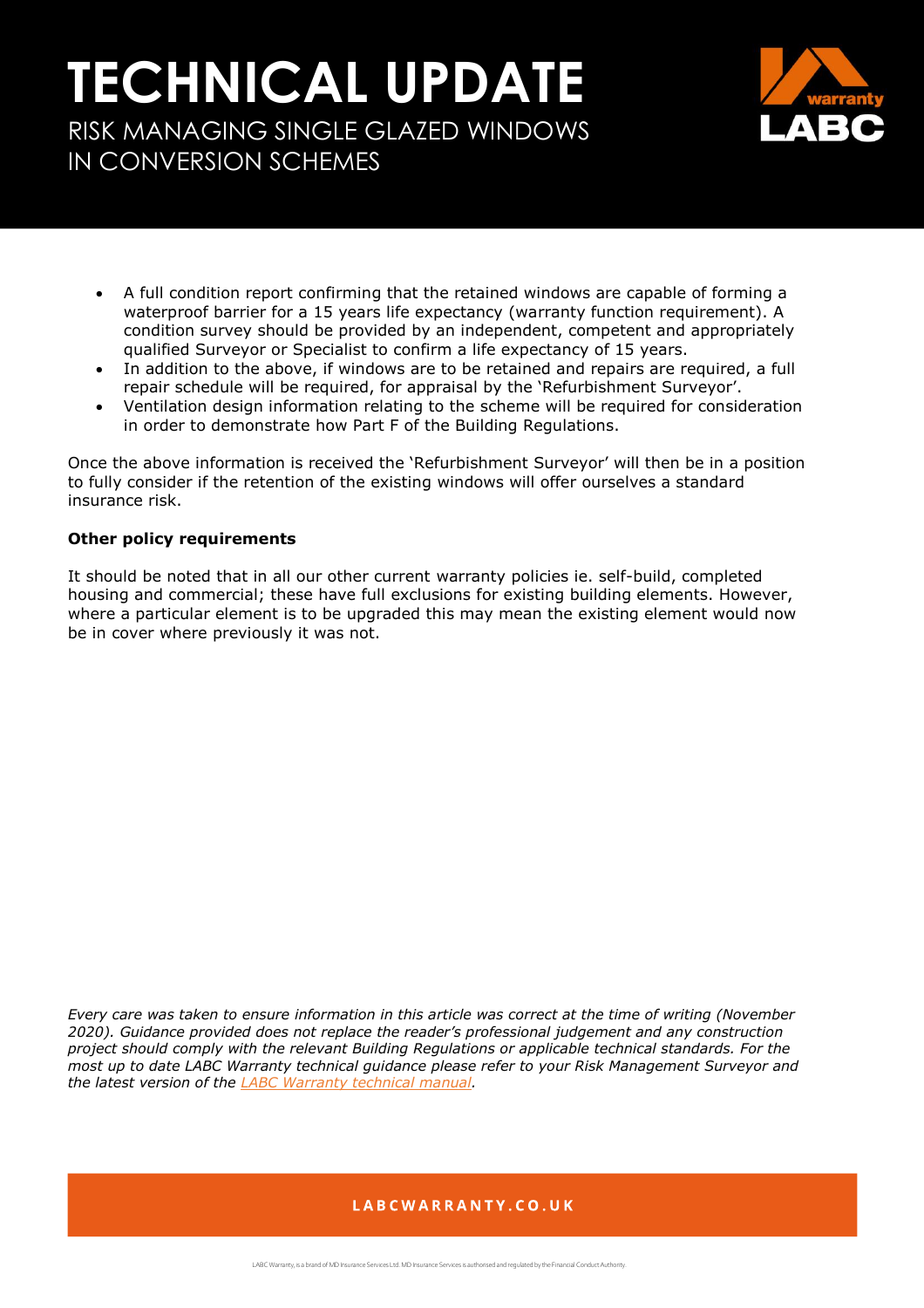- A full condition report confirming that the retained windows are capable of forming a waterproof barrier for a 15 years life expectancy (warranty function requirement). A condition survey should be provided by an independent, competent and appropriately qualified Surveyor or Specialist to confirm a life expectancy of 15 years.
- In addition to the above, if windows are to be retained and repairs are required, a full repair schedule will be required, for appraisal by the 'Refurbishment Surveyor'.
- Ventilation design information relating to the scheme will be required for consideration in order to demonstrate how Part F of the Building Regulations.

Once the above information is received the 'Refurbishment Surveyor' will then be in a position to fully consider if the retention of the existing windows will offer ourselves a standard insurance risk.

**Other policy requirements**

It should be noted that in all our other current warranty policies ie. self-build, completed housing and commercial; these have full exclusions for existing building elements. However, where a particular element is to be upgraded this may mean the existing element would now be in cover where previously it was not.

*Every care was taken to ensure information in this article was correct at the time of writing (November 2020). Guidance provided does not replace the reader's professional judgement and any construction project should comply with the relevant Building Regulations or applicable technical standards. For the most up to date LABC Warranty technical guidance please refer to your Risk Management Surveyor and the latest version of the LABC Warranty technical manual.*